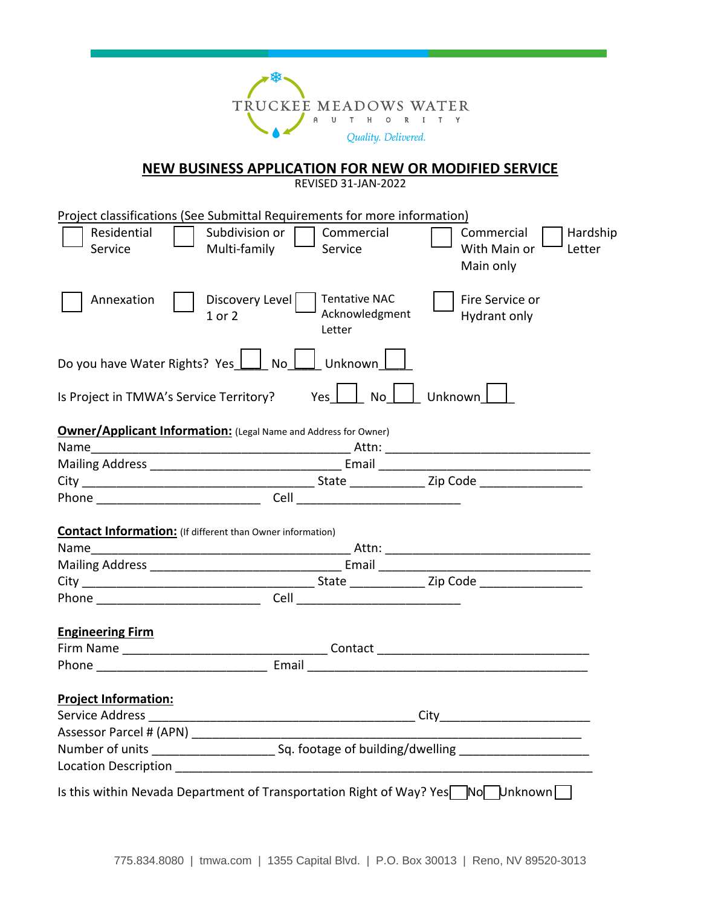TRUCKEE MEADOWS WATER AUTHORITY

*Quality. Delivered.*

# NEW BUSINESS APPLICATION FOR NEW OR MODIFIED SERVICE

REVISED 31-JAN-2022

Project classifications (See Submittal Requirements for more information)

☐ Residential Service ☐ Subdivision or Multi-family ☐ Commercial Service ☐ Commercial With Main or Main only ☐ Hardship Letter

☐ Annexation ☐ Discovery Level 1 or 2 ☐ Tentative NAC Acknowledgment Letter ☐ Fire Service or Hydrant only

Do you have Water Rights? Yes ☐ No ☐ Unknown ☐

Is Project in TMWA's Service Territory? Yes ☐ No ☐ Unknown ☐

**Owner/Applicant Information:** (Legal Name and Address for Owner)

Name________________________________________ Attn: ______________________________

Mailing Address ____________________________ Email ________________________________

City ___________________________________ State ___________ Zip Code _______________

Phone _________________________ Cell _________________________

**Contact Information:** (If different than Owner information)

Name________________________________________ Attn: ______________________________

Mailing Address ____________________________ Email ________________________________

City ___________________________________ State ___________ Zip Code _______________

Phone _________________________ Cell _________________________

**Engineering Firm**

Firm Name _______________________________ Contact _______________________________

Phone _________________________ Email ___________________________________________

**Project Information:**

Service Address ________________________________________ City______________________

Assessor Parcel # (APN) ___________________________________________________________

Number of units __________________ Sq. footage of building/dwelling ___________________

Location Description ______________________________________________________________

Is this within Nevada Department of Transportation Right of Way? Yes ☐ No ☐ Unknown ☐

775.834.8080 | tmwa.com | 1355 Capital Blvd. | P.O. Box 30013 | Reno, NV 89520-3013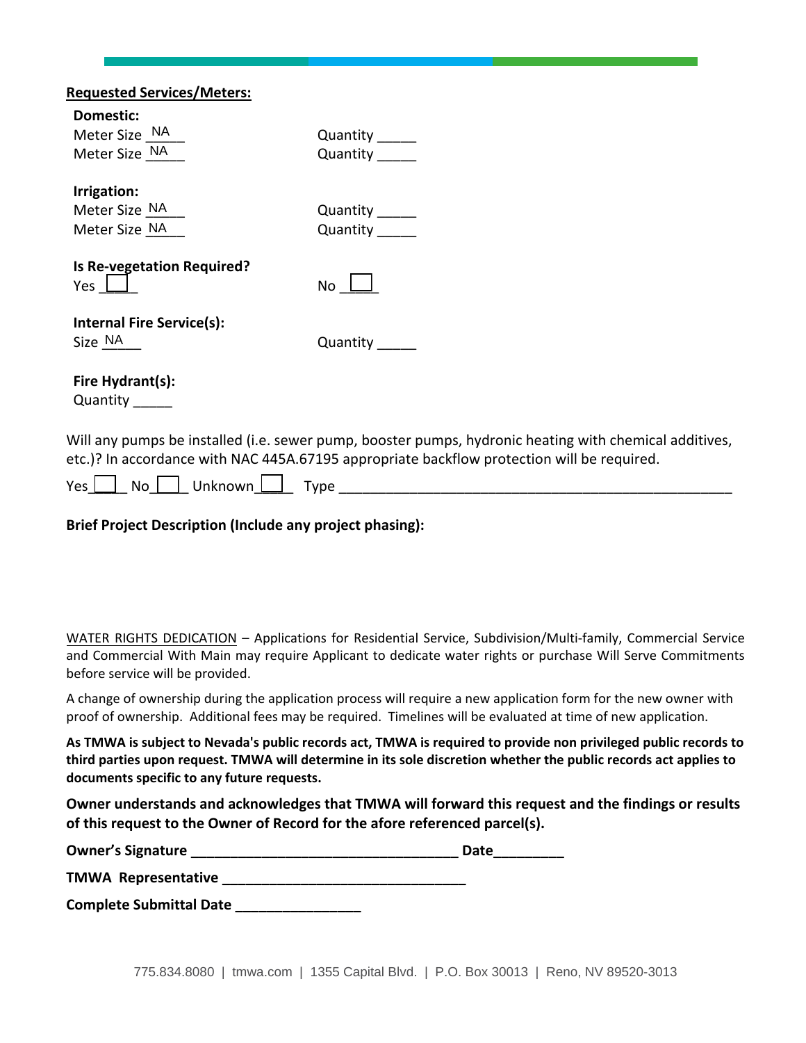**Requested Services/Meters:**

**Domestic:**

Meter Size NA Quantity _____

Meter Size NA Quantity _____

**Irrigation:**

Meter Size NA Quantity _____

Meter Size NA Quantity _____

**Is Re-vegetation Required?**

Yes ☐ No ☐

**Internal Fire Service(s):**

Size NA Quantity _____

**Fire Hydrant(s):**

Quantity _____

Will any pumps be installed (i.e. sewer pump, booster pumps, hydronic heating with chemical additives, etc.)? In accordance with NAC 445A.67195 appropriate backflow protection will be required.

Yes ☐ No ☐ Unknown ☐ Type ____________________________________________________

**Brief Project Description (Include any project phasing):**

WATER RIGHTS DEDICATION – Applications for Residential Service, Subdivision/Multi-family, Commercial Service and Commercial With Main may require Applicant to dedicate water rights or purchase Will Serve Commitments before service will be provided.

A change of ownership during the application process will require a new application form for the new owner with proof of ownership. Additional fees may be required. Timelines will be evaluated at time of new application.

**As TMWA is subject to Nevada's public records act, TMWA is required to provide non privileged public records to third parties upon request. TMWA will determine in its sole discretion whether the public records act applies to documents specific to any future requests.**

**Owner understands and acknowledges that TMWA will forward this request and the findings or results of this request to the Owner of Record for the afore referenced parcel(s).**

**Owner's Signature** __________________________________ **Date**_________

**TMWA Representative** _______________________________

**Complete Submittal Date** ________________

775.834.8080 | tmwa.com | 1355 Capital Blvd. | P.O. Box 30013 | Reno, NV 89520-3013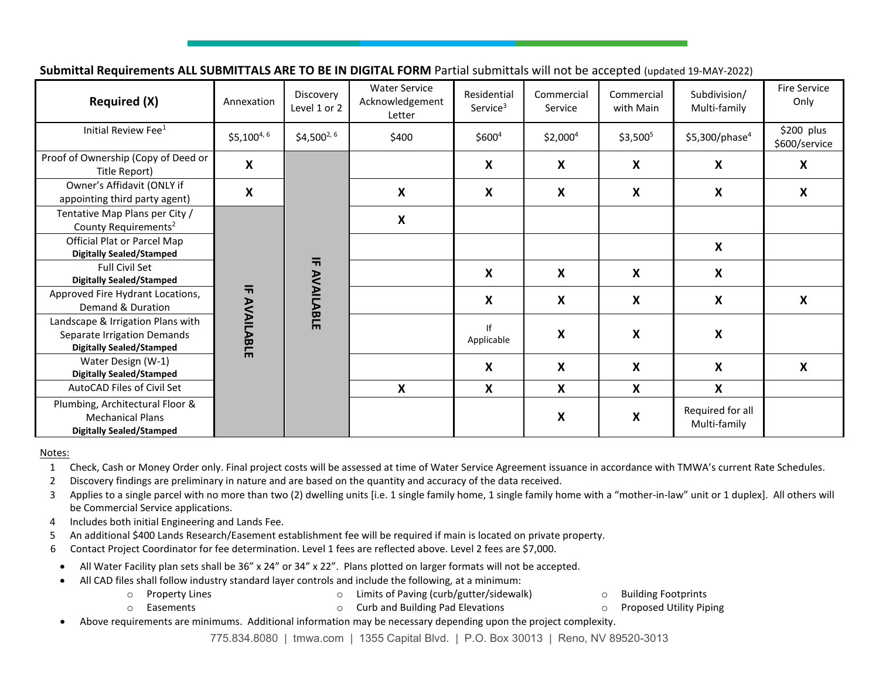**Submittal Requirements ALL SUBMITTALS ARE TO BE IN DIGITAL FORM** Partial submittals will not be accepted (updated 19-MAY-2022)

| **Required (X)** | Annexation | Discovery Level 1 or 2 | Water Service Acknowledgement Letter | Residential Service[3] | Commercial Service | Commercial with Main | Subdivision/ Multi-family | Fire Service Only |
|---|---|---|---|---|---|---|---|---|
| Initial Review Fee[1] | $5,100[4, 6] | $4,500[2, 6] | $400 | $600[4] | $2,000[4] | $3,500[5] | $5,300/phase[4] | $200 plus $600/service |
| Proof of Ownership (Copy of Deed or Title Report) | **X** | **IF AVAILABLE** | | **X** | **X** | **X** | **X** | **X** |
| Owner's Affidavit (ONLY if appointing third party agent) | **X** | **IF AVAILABLE** | **X** | **X** | **X** | **X** | **X** | **X** |
| Tentative Map Plans per City / County Requirements[2] | **IF AVAILABLE** | **IF AVAILABLE** | **X** | | | | | |
| Official Plat or Parcel Map **Digitally Sealed/Stamped** | **IF AVAILABLE** | **IF AVAILABLE** | | | | | **X** | |
| Full Civil Set **Digitally Sealed/Stamped** | **IF AVAILABLE** | **IF AVAILABLE** | | **X** | **X** | **X** | **X** | |
| Approved Fire Hydrant Locations, Demand & Duration | **IF AVAILABLE** | **IF AVAILABLE** | | **X** | **X** | **X** | **X** | **X** |
| Landscape & Irrigation Plans with Separate Irrigation Demands **Digitally Sealed/Stamped** | **IF AVAILABLE** | **IF AVAILABLE** | | If Applicable | **X** | **X** | **X** | |
| Water Design (W-1) **Digitally Sealed/Stamped** | **IF AVAILABLE** | **IF AVAILABLE** | | **X** | **X** | **X** | **X** | **X** |
| AutoCAD Files of Civil Set | **IF AVAILABLE** | **IF AVAILABLE** | **X** | **X** | **X** | **X** | **X** | |
| Plumbing, Architectural Floor & Mechanical Plans **Digitally Sealed/Stamped** | **IF AVAILABLE** | **IF AVAILABLE** | | | **X** | **X** | Required for all Multi-family | |

Notes:

1. Check, Cash or Money Order only. Final project costs will be assessed at time of Water Service Agreement issuance in accordance with TMWA's current Rate Schedules.
2. Discovery findings are preliminary in nature and are based on the quantity and accuracy of the data received.
3. Applies to a single parcel with no more than two (2) dwelling units [i.e. 1 single family home, 1 single family home with a "mother-in-law" unit or 1 duplex]. All others will be Commercial Service applications.
4. Includes both initial Engineering and Lands Fee.
5. An additional $400 Lands Research/Easement establishment fee will be required if main is located on private property.
6. Contact Project Coordinator for fee determination. Level 1 fees are reflected above. Level 2 fees are $7,000.

- All Water Facility plan sets shall be 36" x 24" or 34" x 22". Plans plotted on larger formats will not be accepted.
- All CAD files shall follow industry standard layer controls and include the following, at a minimum:
  - Property Lines
  - Easements
  - Limits of Paving (curb/gutter/sidewalk)
  - Curb and Building Pad Elevations
  - Building Footprints
  - Proposed Utility Piping
- Above requirements are minimums. Additional information may be necessary depending upon the project complexity.

775.834.8080 | tmwa.com | 1355 Capital Blvd. | P.O. Box 30013 | Reno, NV 89520-3013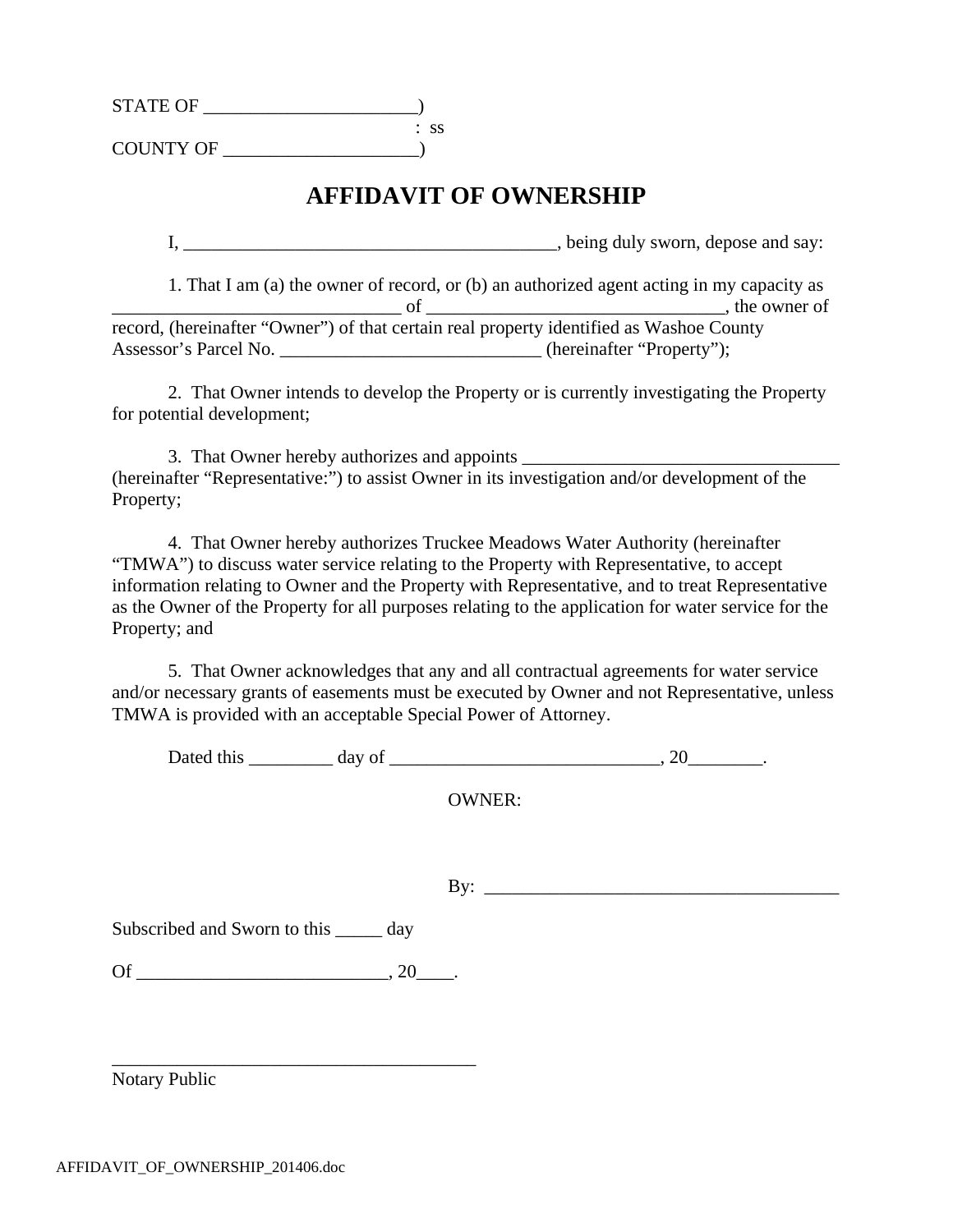STATE OF _______________________)
: ss
COUNTY OF _____________________)

# AFFIDAVIT OF OWNERSHIP

I, ________________________________________, being duly sworn, depose and say:

1. That I am (a) the owner of record, or (b) an authorized agent acting in my capacity as ________________________________ of _________________________________, the owner of record, (hereinafter "Owner") of that certain real property identified as Washoe County Assessor's Parcel No. ____________________________ (hereinafter "Property");

2. That Owner intends to develop the Property or is currently investigating the Property for potential development;

3. That Owner hereby authorizes and appoints ___________________________________ (hereinafter "Representative:") to assist Owner in its investigation and/or development of the Property;

4. That Owner hereby authorizes Truckee Meadows Water Authority (hereinafter "TMWA") to discuss water service relating to the Property with Representative, to accept information relating to Owner and the Property with Representative, and to treat Representative as the Owner of the Property for all purposes relating to the application for water service for the Property; and

5. That Owner acknowledges that any and all contractual agreements for water service and/or necessary grants of easements must be executed by Owner and not Representative, unless TMWA is provided with an acceptable Special Power of Attorney.

Dated this _________ day of _____________________________, 20________.

OWNER:

By: _______________________________________

Subscribed and Sworn to this _____ day

Of ___________________________, 20____.

________________________________________
Notary Public

AFFIDAVIT_OF_OWNERSHIP_201406.doc